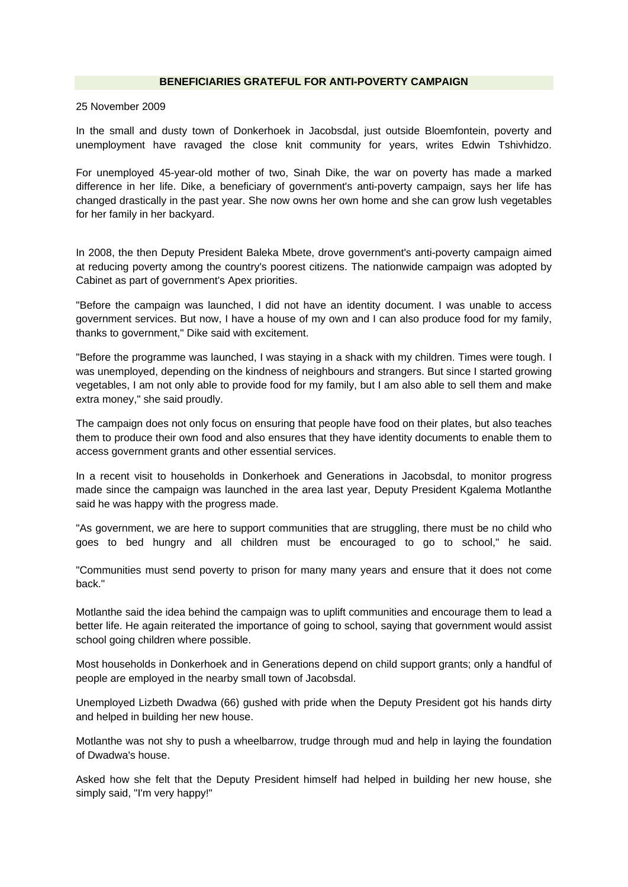# BENEFICIARIES GRATEFUL FOR ANTI-POVERTY CAMPAIGN

25 November 2009

In the small and dusty town of Donkerhoek in Jacobsdal, just outside Bloemfontein, poverty and unemployment have ravaged the close knit community for years, writes Edwin Tshivhidzo.

For unemployed 45-year-old mother of two, Sinah Dike, the war on poverty has made a marked difference in her life. Dike, a beneficiary of government's anti-poverty campaign, says her life has changed drastically in the past year. She now owns her own home and she can grow lush vegetables for her family in her backyard.

In 2008, the then Deputy President Baleka Mbete, drove government's anti-poverty campaign aimed at reducing poverty among the country's poorest citizens. The nationwide campaign was adopted by Cabinet as part of government's Apex priorities.

"Before the campaign was launched, I did not have an identity document. I was unable to access government services. But now, I have a house of my own and I can also produce food for my family, thanks to government," Dike said with excitement.

"Before the programme was launched, I was staying in a shack with my children. Times were tough. I was unemployed, depending on the kindness of neighbours and strangers. But since I started growing vegetables, I am not only able to provide food for my family, but I am also able to sell them and make extra money," she said proudly.

The campaign does not only focus on ensuring that people have food on their plates, but also teaches them to produce their own food and also ensures that they have identity documents to enable them to access government grants and other essential services.

In a recent visit to households in Donkerhoek and Generations in Jacobsdal, to monitor progress made since the campaign was launched in the area last year, Deputy President Kgalema Motlanthe said he was happy with the progress made.

"As government, we are here to support communities that are struggling, there must be no child who goes to bed hungry and all children must be encouraged to go to school," he said.

"Communities must send poverty to prison for many many years and ensure that it does not come back."

Motlanthe said the idea behind the campaign was to uplift communities and encourage them to lead a better life. He again reiterated the importance of going to school, saying that government would assist school going children where possible.

Most households in Donkerhoek and in Generations depend on child support grants; only a handful of people are employed in the nearby small town of Jacobsdal.

Unemployed Lizbeth Dwadwa (66) gushed with pride when the Deputy President got his hands dirty and helped in building her new house.

Motlanthe was not shy to push a wheelbarrow, trudge through mud and help in laying the foundation of Dwadwa's house.

Asked how she felt that the Deputy President himself had helped in building her new house, she simply said, "I'm very happy!"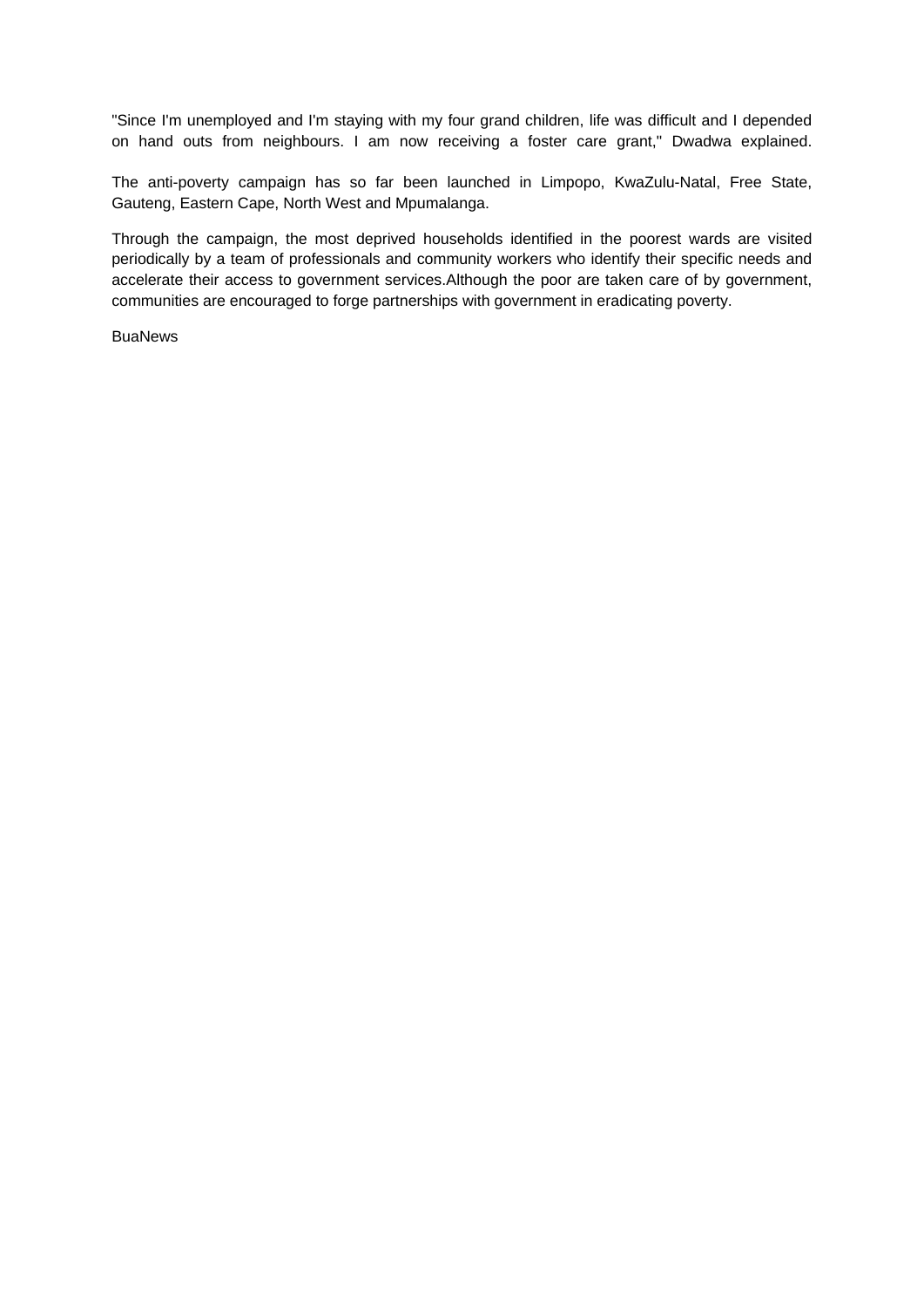"Since I'm unemployed and I'm staying with my four grand children, life was difficult and I depended on hand outs from neighbours. I am now receiving a foster care grant," Dwadwa explained.

The anti-poverty campaign has so far been launched in Limpopo, KwaZulu-Natal, Free State, Gauteng, Eastern Cape, North West and Mpumalanga.

Through the campaign, the most deprived households identified in the poorest wards are visited periodically by a team of professionals and community workers who identify their specific needs and accelerate their access to government services.Although the poor are taken care of by government, communities are encouraged to forge partnerships with government in eradicating poverty.

BuaNews